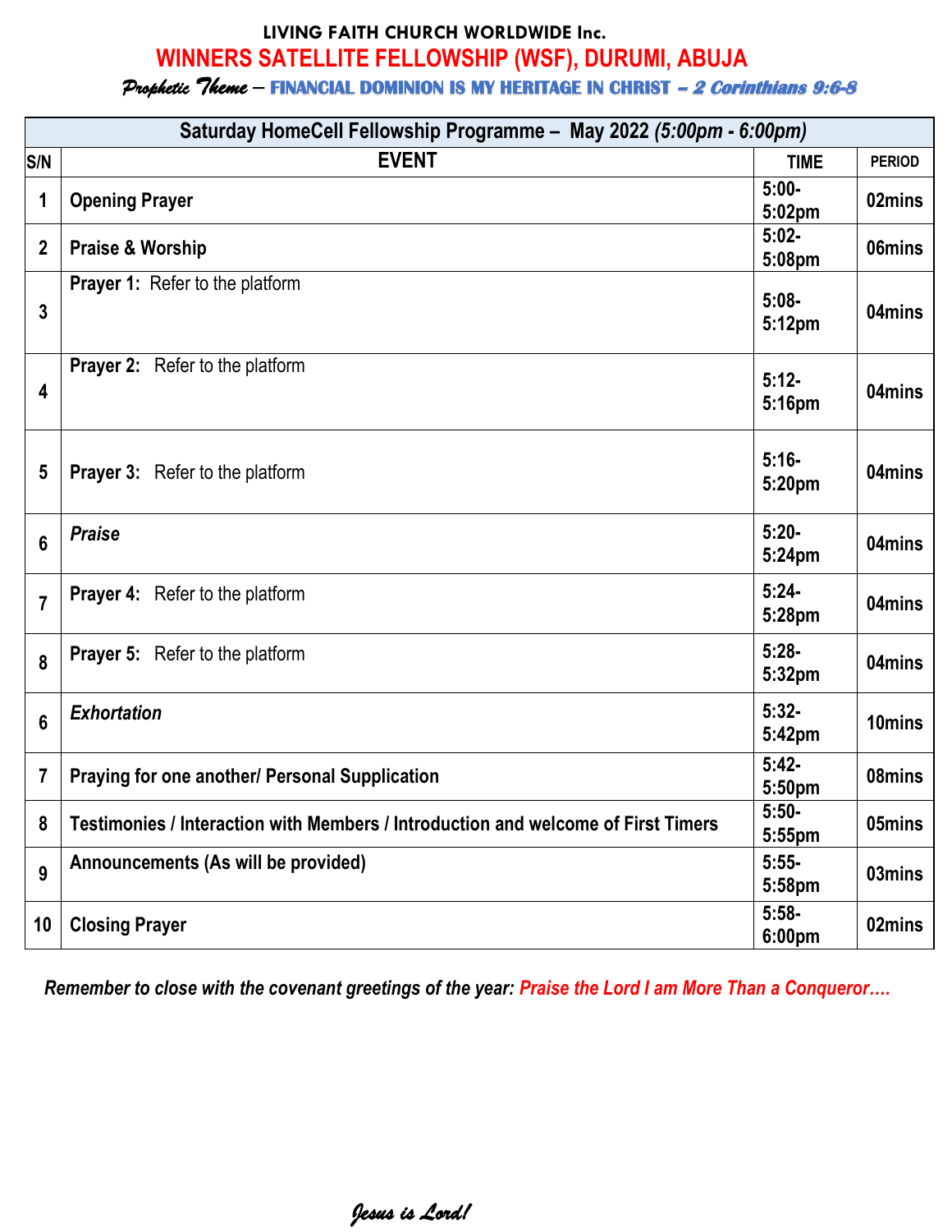**LIVING FAITH CHURCH WORLDWIDE Inc.**

# WINNERS SATELLITE FELLOWSHIP (WSF), DURUMI, ABUJA

*Prophetic Theme* – **FINANCIAL DOMINION IS MY HERITAGE IN CHRIST** – ***2 Corinthians 9:6-8***

| Saturday HomeCell Fellowship Programme – May 2022 *(5:00pm - 6:00pm)* | | | |
|---|---|---|---|
| **S/N** | **EVENT** | **TIME** | **PERIOD** |
| 1 | **Opening Prayer** | 5:00-5:02pm | 02mins |
| 2 | **Praise & Worship** | 5:02-5:08pm | 06mins |
| 3 | **Prayer 1:** Refer to the platform | 5:08-5:12pm | 04mins |
| 4 | **Prayer 2:** Refer to the platform | 5:12-5:16pm | 04mins |
| 5 | **Prayer 3:** Refer to the platform | 5:16-5:20pm | 04mins |
| 6 | ***Praise*** | 5:20-5:24pm | 04mins |
| 7 | **Prayer 4:** Refer to the platform | 5:24-5:28pm | 04mins |
| 8 | **Prayer 5:** Refer to the platform | 5:28-5:32pm | 04mins |
| 6 | ***Exhortation*** | 5:32-5:42pm | 10mins |
| 7 | **Praying for one another/ Personal Supplication** | 5:42-5:50pm | 08mins |
| 8 | **Testimonies / Interaction with Members / Introduction and welcome of First Timers** | 5:50-5:55pm | 05mins |
| 9 | **Announcements (As will be provided)** | 5:55-5:58pm | 03mins |
| 10 | **Closing Prayer** | 5:58-6:00pm | 02mins |

***Remember to close with the covenant greetings of the year: Praise the Lord I am More Than a Conqueror….***

*Jesus is Lord!*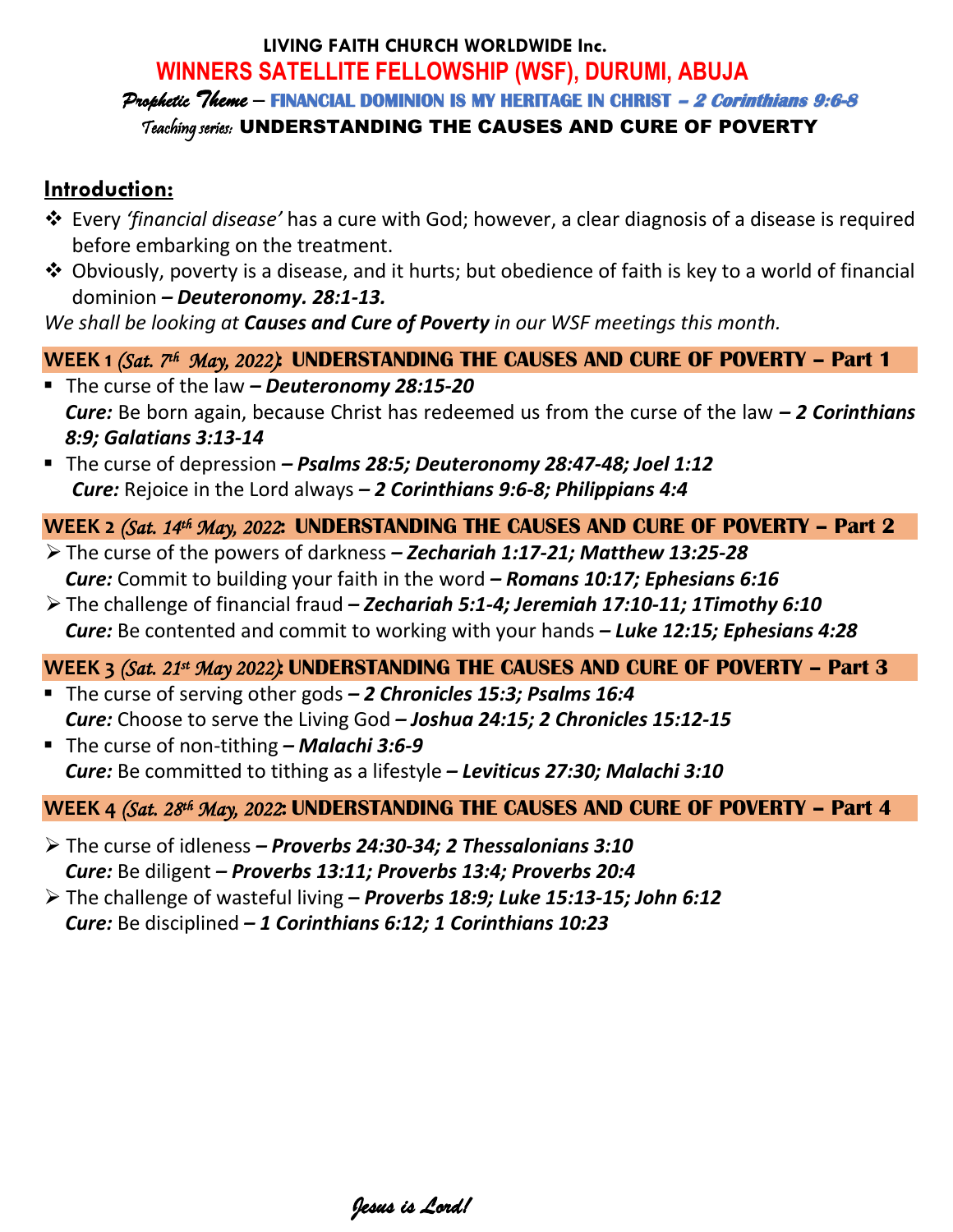**LIVING FAITH CHURCH WORLDWIDE Inc.**

# WINNERS SATELLITE FELLOWSHIP (WSF), DURUMI, ABUJA

*Prophetic Theme* – **FINANCIAL DOMINION IS MY HERITAGE IN CHRIST** *– 2 Corinthians 9:6-8*

*Teaching series:* **UNDERSTANDING THE CAUSES AND CURE OF POVERTY**

## Introduction:

- Every *'financial disease'* has a cure with God; however, a clear diagnosis of a disease is required before embarking on the treatment.
- Obviously, poverty is a disease, and it hurts; but obedience of faith is key to a world of financial dominion ***– Deuteronomy. 28:1-13.***

*We shall be looking at **Causes and Cure of Poverty** in our WSF meetings this month.*

### WEEK 1 *(Sat. 7th May, 2022)*: UNDERSTANDING THE CAUSES AND CURE OF POVERTY – Part 1

- The curse of the law ***– Deuteronomy 28:15-20***
  ***Cure:*** Be born again, because Christ has redeemed us from the curse of the law ***– 2 Corinthians 8:9; Galatians 3:13-14***
- The curse of depression ***– Psalms 28:5; Deuteronomy 28:47-48; Joel 1:12***
  ***Cure:*** Rejoice in the Lord always ***– 2 Corinthians 9:6-8; Philippians 4:4***

### WEEK 2 *(Sat. 14th May, 2022*: UNDERSTANDING THE CAUSES AND CURE OF POVERTY – Part 2

- The curse of the powers of darkness ***– Zechariah 1:17-21; Matthew 13:25-28***
  ***Cure:*** Commit to building your faith in the word ***– Romans 10:17; Ephesians 6:16***
- The challenge of financial fraud ***– Zechariah 5:1-4; Jeremiah 17:10-11; 1Timothy 6:10***
  ***Cure:*** Be contented and commit to working with your hands ***– Luke 12:15; Ephesians 4:28***

### WEEK 3 *(Sat. 21st May 2022)*: UNDERSTANDING THE CAUSES AND CURE OF POVERTY – Part 3

- The curse of serving other gods ***– 2 Chronicles 15:3; Psalms 16:4***
  ***Cure:*** Choose to serve the Living God ***– Joshua 24:15; 2 Chronicles 15:12-15***
- The curse of non-tithing ***– Malachi 3:6-9***
  ***Cure:*** Be committed to tithing as a lifestyle ***– Leviticus 27:30; Malachi 3:10***

### WEEK 4 *(Sat. 28th May, 2022*: UNDERSTANDING THE CAUSES AND CURE OF POVERTY – Part 4

- The curse of idleness ***– Proverbs 24:30-34; 2 Thessalonians 3:10***
  ***Cure:*** Be diligent ***– Proverbs 13:11; Proverbs 13:4; Proverbs 20:4***
- The challenge of wasteful living ***– Proverbs 18:9; Luke 15:13-15; John 6:12***
  ***Cure:*** Be disciplined ***– 1 Corinthians 6:12; 1 Corinthians 10:23***

*Jesus is Lord!*